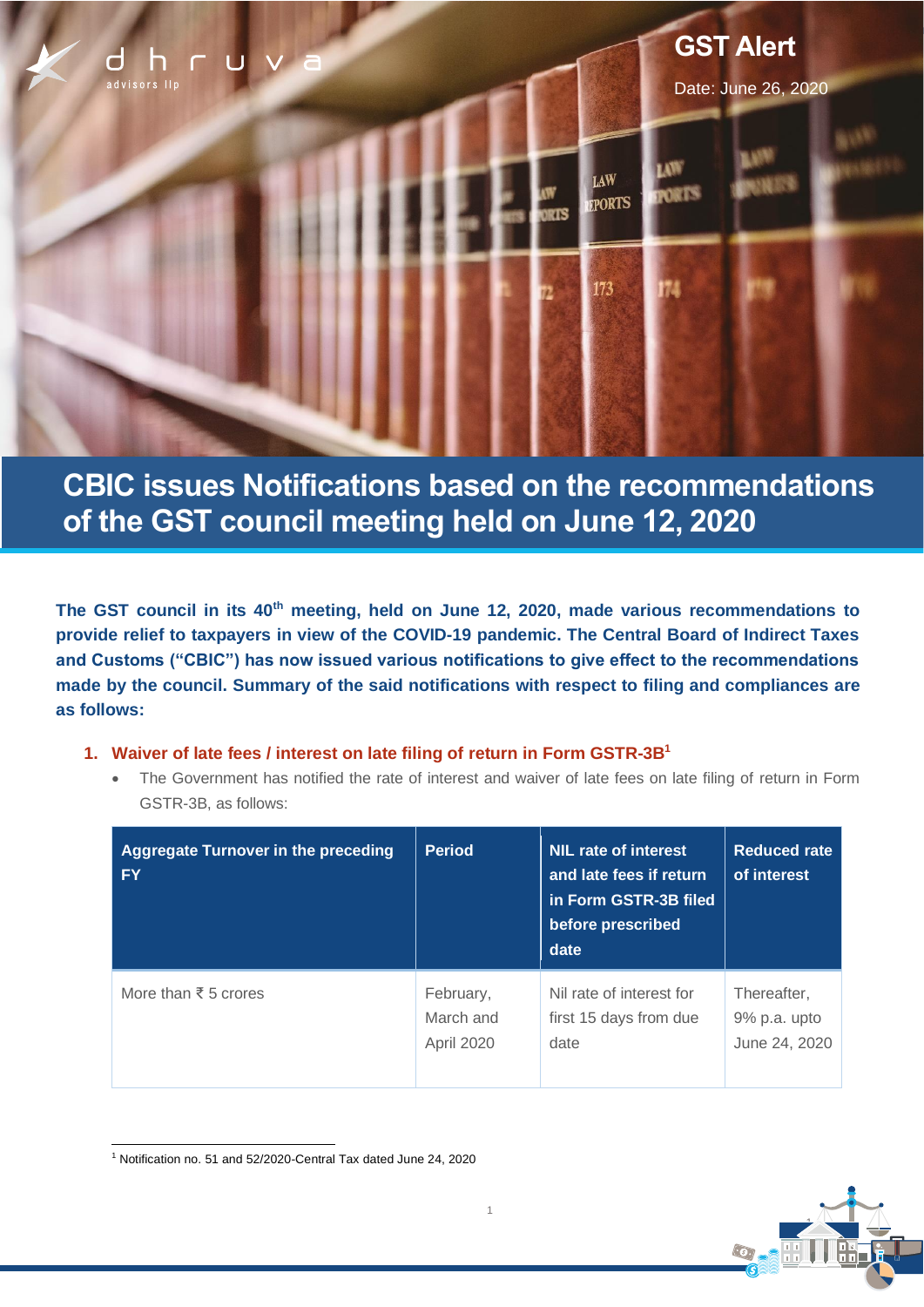# GST Alert

Date: June 26, 2020

## CBIC issues Notifications based on the recommendations of the GST council meeting held on June 12, 2020

**The GST council in its 40th meeting, held on June 12, 2020, made various recommendations to provide relief to taxpayers in view of the COVID-19 pandemic. The Central Board of Indirect Taxes and Customs ("CBIC") has now issued various notifications to give effect to the recommendations made by the council. Summary of the said notifications with respect to filing and compliances are as follows:**

### 1. Waiver of late fees / interest on late filing of return in Form GSTR-3B[1]

- The Government has notified the rate of interest and waiver of late fees on late filing of return in Form GSTR-3B, as follows:

| Aggregate Turnover in the preceding FY | Period | NIL rate of interest and late fees if return in Form GSTR-3B filed before prescribed date | Reduced rate of interest |
|---|---|---|---|
| More than ₹ 5 crores | February, March and April 2020 | Nil rate of interest for first 15 days from due date | Thereafter, 9% p.a. upto June 24, 2020 |

[1] Notification no. 51 and 52/2020-Central Tax dated June 24, 2020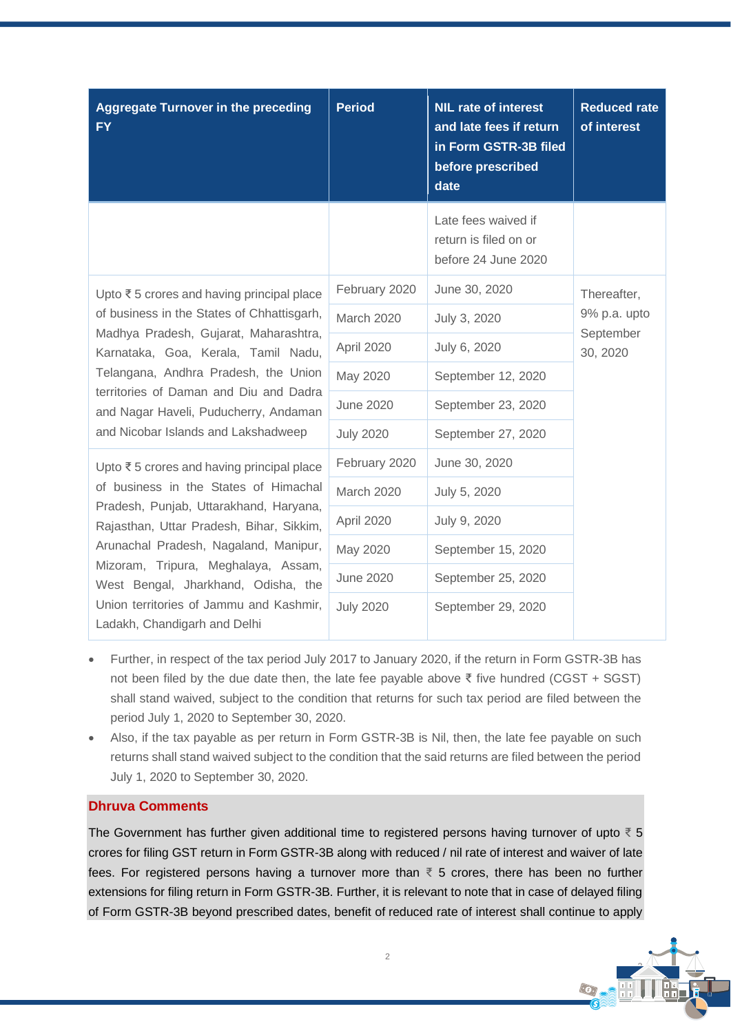| Aggregate Turnover in the preceding FY | Period | NIL rate of interest and late fees if return in Form GSTR-3B filed before prescribed date | Reduced rate of interest |
|---|---|---|---|
| | | Late fees waived if return is filed on or before 24 June 2020 | |
| Upto ₹ 5 crores and having principal place of business in the States of Chhattisgarh, Madhya Pradesh, Gujarat, Maharashtra, Karnataka, Goa, Kerala, Tamil Nadu, Telangana, Andhra Pradesh, the Union territories of Daman and Diu and Dadra and Nagar Haveli, Puducherry, Andaman and Nicobar Islands and Lakshadweep | February 2020 | June 30, 2020 | Thereafter, 9% p.a. upto September 30, 2020 |
| | March 2020 | July 3, 2020 | |
| | April 2020 | July 6, 2020 | |
| | May 2020 | September 12, 2020 | |
| | June 2020 | September 23, 2020 | |
| | July 2020 | September 27, 2020 | |
| Upto ₹ 5 crores and having principal place of business in the States of Himachal Pradesh, Punjab, Uttarakhand, Haryana, Rajasthan, Uttar Pradesh, Bihar, Sikkim, Arunachal Pradesh, Nagaland, Manipur, Mizoram, Tripura, Meghalaya, Assam, West Bengal, Jharkhand, Odisha, the Union territories of Jammu and Kashmir, Ladakh, Chandigarh and Delhi | February 2020 | June 30, 2020 | |
| | March 2020 | July 5, 2020 | |
| | April 2020 | July 9, 2020 | |
| | May 2020 | September 15, 2020 | |
| | June 2020 | September 25, 2020 | |
| | July 2020 | September 29, 2020 | |

- Further, in respect of the tax period July 2017 to January 2020, if the return in Form GSTR-3B has not been filed by the due date then, the late fee payable above ₹ five hundred (CGST + SGST) shall stand waived, subject to the condition that returns for such tax period are filed between the period July 1, 2020 to September 30, 2020.
- Also, if the tax payable as per return in Form GSTR-3B is Nil, then, the late fee payable on such returns shall stand waived subject to the condition that the said returns are filed between the period July 1, 2020 to September 30, 2020.

**Dhruva Comments**

The Government has further given additional time to registered persons having turnover of upto ₹ 5 crores for filing GST return in Form GSTR-3B along with reduced / nil rate of interest and waiver of late fees. For registered persons having a turnover more than ₹ 5 crores, there has been no further extensions for filing return in Form GSTR-3B. Further, it is relevant to note that in case of delayed filing of Form GSTR-3B beyond prescribed dates, benefit of reduced rate of interest shall continue to apply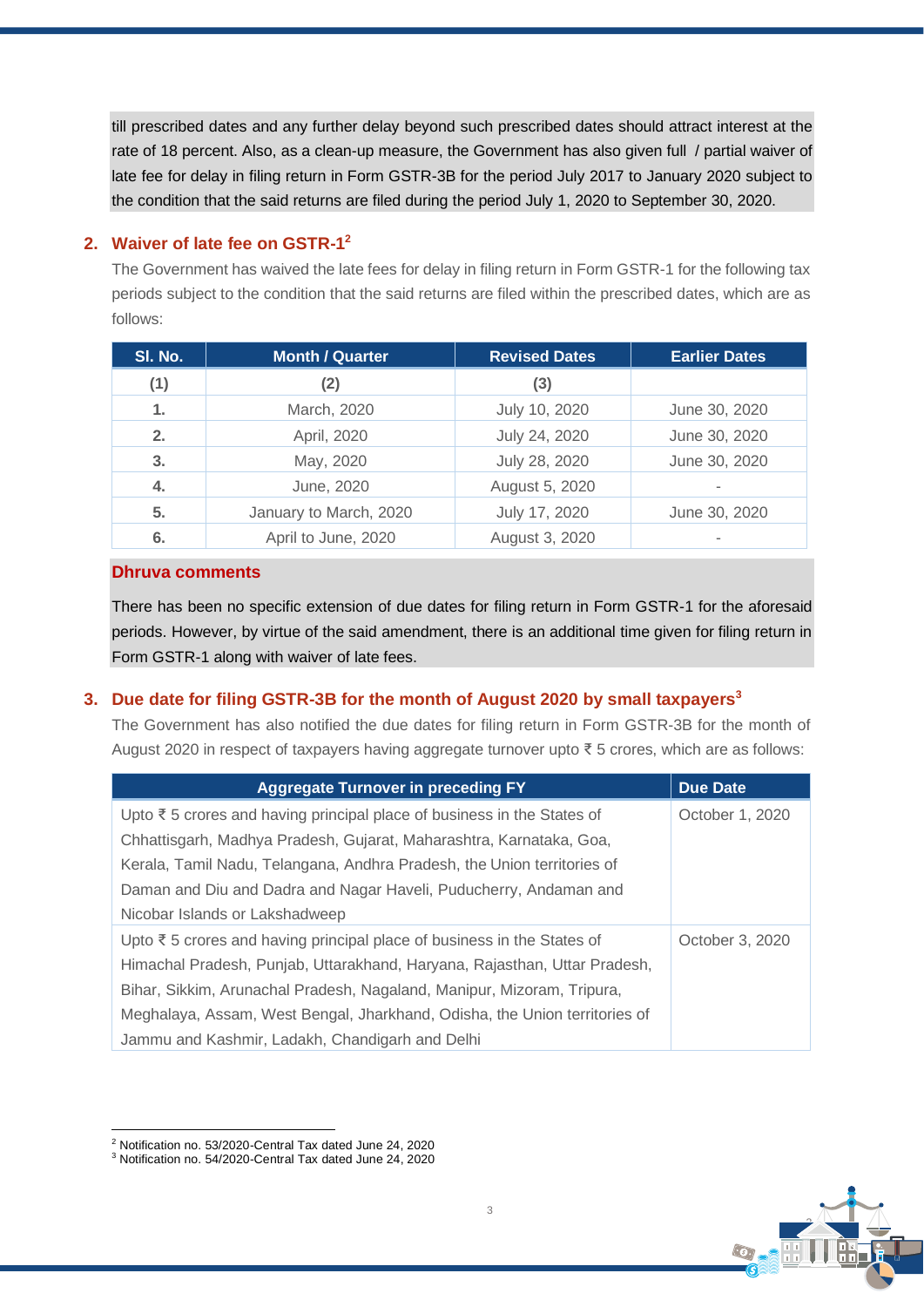till prescribed dates and any further delay beyond such prescribed dates should attract interest at the rate of 18 percent. Also, as a clean-up measure, the Government has also given full / partial waiver of late fee for delay in filing return in Form GSTR-3B for the period July 2017 to January 2020 subject to the condition that the said returns are filed during the period July 1, 2020 to September 30, 2020.

## 2. Waiver of late fee on GSTR-1[2]

The Government has waived the late fees for delay in filing return in Form GSTR-1 for the following tax periods subject to the condition that the said returns are filed within the prescribed dates, which are as follows:

| Sl. No. | Month / Quarter | Revised Dates | Earlier Dates |
|---|---|---|---|
| (1) | (2) | (3) | |
| 1. | March, 2020 | July 10, 2020 | June 30, 2020 |
| 2. | April, 2020 | July 24, 2020 | June 30, 2020 |
| 3. | May, 2020 | July 28, 2020 | June 30, 2020 |
| 4. | June, 2020 | August 5, 2020 | - |
| 5. | January to March, 2020 | July 17, 2020 | June 30, 2020 |
| 6. | April to June, 2020 | August 3, 2020 | - |

**Dhruva comments**

There has been no specific extension of due dates for filing return in Form GSTR-1 for the aforesaid periods. However, by virtue of the said amendment, there is an additional time given for filing return in Form GSTR-1 along with waiver of late fees.

## 3. Due date for filing GSTR-3B for the month of August 2020 by small taxpayers[3]

The Government has also notified the due dates for filing return in Form GSTR-3B for the month of August 2020 in respect of taxpayers having aggregate turnover upto ₹ 5 crores, which are as follows:

| Aggregate Turnover in preceding FY | Due Date |
|---|---|
| Upto ₹ 5 crores and having principal place of business in the States of Chhattisgarh, Madhya Pradesh, Gujarat, Maharashtra, Karnataka, Goa, Kerala, Tamil Nadu, Telangana, Andhra Pradesh, the Union territories of Daman and Diu and Dadra and Nagar Haveli, Puducherry, Andaman and Nicobar Islands or Lakshadweep | October 1, 2020 |
| Upto ₹ 5 crores and having principal place of business in the States of Himachal Pradesh, Punjab, Uttarakhand, Haryana, Rajasthan, Uttar Pradesh, Bihar, Sikkim, Arunachal Pradesh, Nagaland, Manipur, Mizoram, Tripura, Meghalaya, Assam, West Bengal, Jharkhand, Odisha, the Union territories of Jammu and Kashmir, Ladakh, Chandigarh and Delhi | October 3, 2020 |

---

[2] Notification no. 53/2020-Central Tax dated June 24, 2020

[3] Notification no. 54/2020-Central Tax dated June 24, 2020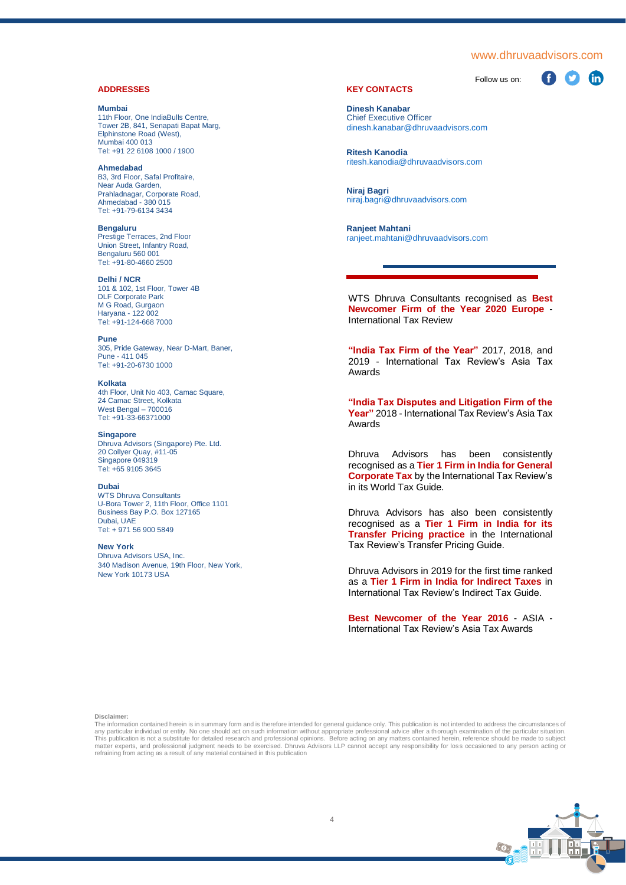www.dhruvaadvisors.com

Follow us on:

## ADDRESSES

**Mumbai**
11th Floor, One IndiaBulls Centre,
Tower 2B, 841, Senapati Bapat Marg,
Elphinstone Road (West),
Mumbai 400 013
Tel: +91 22 6108 1000 / 1900

**Ahmedabad**
B3, 3rd Floor, Safal Profitaire,
Near Auda Garden,
Prahladnagar, Corporate Road,
Ahmedabad - 380 015
Tel: +91-79-6134 3434

**Bengaluru**
Prestige Terraces, 2nd Floor
Union Street, Infantry Road,
Bengaluru 560 001
Tel: +91-80-4660 2500

**Delhi / NCR**
101 & 102, 1st Floor, Tower 4B
DLF Corporate Park
M G Road, Gurgaon
Haryana - 122 002
Tel: +91-124-668 7000

**Pune**
305, Pride Gateway, Near D-Mart, Baner,
Pune - 411 045
Tel: +91-20-6730 1000

**Kolkata**
4th Floor, Unit No 403, Camac Square,
24 Camac Street, Kolkata
West Bengal – 700016
Tel: +91-33-66371000

**Singapore**
Dhruva Advisors (Singapore) Pte. Ltd.
20 Collyer Quay, #11-05
Singapore 049319
Tel: +65 9105 3645

**Dubai**
WTS Dhruva Consultants
U-Bora Tower 2, 11th Floor, Office 1101
Business Bay P.O. Box 127165
Dubai, UAE
Tel: + 971 56 900 5849

**New York**
Dhruva Advisors USA, Inc.
340 Madison Avenue, 19th Floor, New York,
New York 10173 USA

## KEY CONTACTS

**Dinesh Kanabar**
Chief Executive Officer
dinesh.kanabar@dhruvaadvisors.com

**Ritesh Kanodia**
ritesh.kanodia@dhruvaadvisors.com

**Niraj Bagri**
niraj.bagri@dhruvaadvisors.com

**Ranjeet Mahtani**
ranjeet.mahtani@dhruvaadvisors.com

WTS Dhruva Consultants recognised as **Best Newcomer Firm of the Year 2020 Europe** - International Tax Review

**"India Tax Firm of the Year"** 2017, 2018, and 2019 - International Tax Review's Asia Tax Awards

**"India Tax Disputes and Litigation Firm of the Year"** 2018 - International Tax Review's Asia Tax Awards

Dhruva Advisors has been consistently recognised as a **Tier 1 Firm in India for General Corporate Tax** by the International Tax Review's in its World Tax Guide.

Dhruva Advisors has also been consistently recognised as a **Tier 1 Firm in India for its Transfer Pricing practice** in the International Tax Review's Transfer Pricing Guide.

Dhruva Advisors in 2019 for the first time ranked as a **Tier 1 Firm in India for Indirect Taxes** in International Tax Review's Indirect Tax Guide.

**Best Newcomer of the Year 2016** - ASIA - International Tax Review's Asia Tax Awards

**Disclaimer:**
The information contained herein is in summary form and is therefore intended for general guidance only. This publication is not intended to address the circumstances of any particular individual or entity. No one should act on such information without appropriate professional advice after a thorough examination of the particular situation. This publication is not a substitute for detailed research and professional opinions. Before acting on any matters contained herein, reference should be made to subject matter experts, and professional judgment needs to be exercised. Dhruva Advisors LLP cannot accept any responsibility for loss occasioned to any person acting or refraining from acting as a result of any material contained in this publication